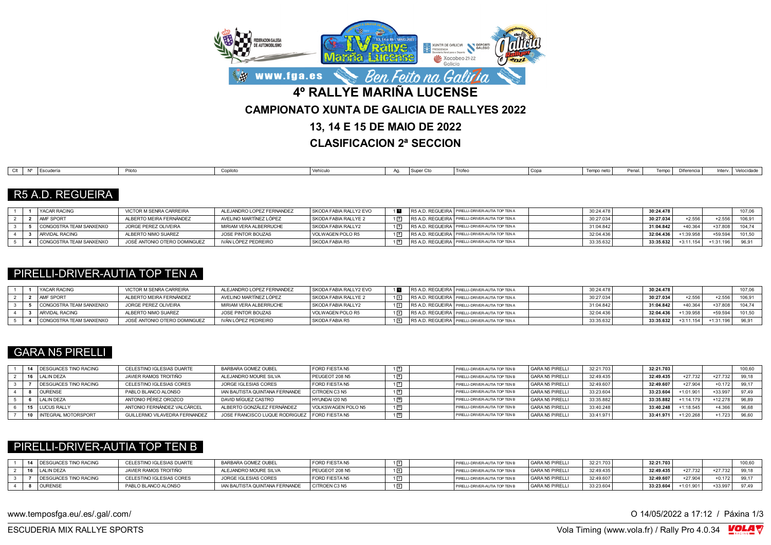# 4º RALLYE MARIÑA LUCENSE

## CAMPIONATO XUNTA DE GALICIA DE RALLYES 2022

## 13, 14 E 15 DE MAIO DE 2022

## CLASIFICACION 2ª SECCION

### R5 A.D. REGUEIRA

| Clt | Nº | Escudería | Piloto | Copiloto | Vehículo | Ag. | Super Cto | Trofeo | Copa | Tempo neto | Penal. | Tempo | Diferencia | Interv. | Velocidade |
|---|---|---|---|---|---|---|---|---|---|---|---|---|---|---|---|
| 1 | 1 | YACAR RACING | VICTOR M SENRA CARREIRA | ALEJANDRO LOPEZ FERNANDEZ | SKODA FABIA RALLY2 EVO | 1 1 | R5 A.D. REGUEIRA | PIRELLI-DRIVER-AUTIA TOP TEN A | | 30:24.478 | | 30:24.478 | | | 107,06 |
| 2 | 2 | AMF SPORT | ALBERTO MEIRA FERNÁNDEZ | AVELINO MARTÍNEZ LÓPEZ | SKODA FABIA RALLYE 2 | 1 2 | R5 A.D. REGUEIRA | PIRELLI-DRIVER-AUTIA TOP TEN A | | 30:27.034 | | 30:27.034 | +2.556 | +2.556 | 106,91 |
| 3 | 5 | CONGOSTRA TEAM SANXENXO | JORGE PEREZ OLIVEIRA | MIRIAM VERA ALBERRUCHE | SKODA FABIA RALLY2 | 1 3 | R5 A.D. REGUEIRA | PIRELLI-DRIVER-AUTIA TOP TEN A | | 31:04.842 | | 31:04.842 | +40.364 | +37.808 | 104,74 |
| 4 | 3 | ARVIDAL RACING | ALBERTO NIMO SUAREZ | JOSE PINTOR BOUZAS | VOLWAGEN POLO R5 | 1 4 | R5 A.D. REGUEIRA | PIRELLI-DRIVER-AUTIA TOP TEN A | | 32:04.436 | | 32:04.436 | +1:39.958 | +59.594 | 101,50 |
| 5 | 4 | CONGOSTRA TEAM SANXENXO | JOSÉ ANTONIO OTERO DOMINGUEZ | IVÁN LÓPEZ PEDREIRO | SKODA FABIA R5 | 1 9 | R5 A.D. REGUEIRA | PIRELLI-DRIVER-AUTIA TOP TEN A | | 33:35.632 | | 33:35.632 | +3:11.154 | +1:31.196 | 96,91 |

### PIRELLI-DRIVER-AUTIA TOP TEN A

| Clt | Nº | Escudería | Piloto | Copiloto | Vehículo | Ag. | Super Cto | Trofeo | Copa | Tempo neto | Penal. | Tempo | Diferencia | Interv. | Velocidade |
|---|---|---|---|---|---|---|---|---|---|---|---|---|---|---|---|
| 1 | 1 | YACAR RACING | VICTOR M SENRA CARREIRA | ALEJANDRO LOPEZ FERNANDEZ | SKODA FABIA RALLY2 EVO | 1 1 | R5 A.D. REGUEIRA | PIRELLI-DRIVER-AUTIA TOP TEN A | | 30:24.478 | | 30:24.478 | | | 107,06 |
| 2 | 2 | AMF SPORT | ALBERTO MEIRA FERNÁNDEZ | AVELINO MARTÍNEZ LÓPEZ | SKODA FABIA RALLYE 2 | 1 2 | R5 A.D. REGUEIRA | PIRELLI-DRIVER-AUTIA TOP TEN A | | 30:27.034 | | 30:27.034 | +2.556 | +2.556 | 106,91 |
| 3 | 5 | CONGOSTRA TEAM SANXENXO | JORGE PEREZ OLIVEIRA | MIRIAM VERA ALBERRUCHE | SKODA FABIA RALLY2 | 1 3 | R5 A.D. REGUEIRA | PIRELLI-DRIVER-AUTIA TOP TEN A | | 31:04.842 | | 31:04.842 | +40.364 | +37.808 | 104,74 |
| 4 | 3 | ARVIDAL RACING | ALBERTO NIMO SUAREZ | JOSE PINTOR BOUZAS | VOLWAGEN POLO R5 | 1 4 | R5 A.D. REGUEIRA | PIRELLI-DRIVER-AUTIA TOP TEN A | | 32:04.436 | | 32:04.436 | +1:39.958 | +59.594 | 101,50 |
| 5 | 4 | CONGOSTRA TEAM SANXENXO | JOSÉ ANTONIO OTERO DOMINGUEZ | IVÁN LÓPEZ PEDREIRO | SKODA FABIA R5 | 1 9 | R5 A.D. REGUEIRA | PIRELLI-DRIVER-AUTIA TOP TEN A | | 33:35.632 | | 33:35.632 | +3:11.154 | +1:31.196 | 96,91 |

### GARA N5 PIRELLI

| Clt | Nº | Escudería | Piloto | Copiloto | Vehículo | Ag. | Super Cto | Trofeo | Copa | Tempo neto | Penal. | Tempo | Diferencia | Interv. | Velocidade |
|---|---|---|---|---|---|---|---|---|---|---|---|---|---|---|---|
| 1 | 14 | DESGUACES TINO RACING | CELESTINO IGLESIAS DUARTE | BARBARA GOMEZ OUBEL | FORD FIESTA N5 | 1 5 | | PIRELLI-DRIVER-AUTIA TOP TEN B | GARA N5 PIRELLI | 32:21.703 | | 32:21.703 | | | 100,60 |
| 2 | 16 | LALIN DEZA | JAVIER RAMOS TROITIÑO | ALEJANDRO MOURE SILVA | PEUGEOT 208 N5 | 1 6 | | PIRELLI-DRIVER-AUTIA TOP TEN B | GARA N5 PIRELLI | 32:49.435 | | 32:49.435 | +27.732 | +27.732 | 99,18 |
| 3 | 7 | DESGUACES TINO RACING | CELESTINO IGLESIAS CORES | JORGE IGLESIAS CORES | FORD FIESTA N5 | 1 7 | | PIRELLI-DRIVER-AUTIA TOP TEN B | GARA N5 PIRELLI | 32:49.607 | | 32:49.607 | +27.904 | +0.172 | 99,17 |
| 4 | 8 | OURENSE | PABLO BLANCO ALONSO | IAN BAUTISTA QUINTANA FERNANDE | CITROEN C3 N5 | 1 8 | | PIRELLI-DRIVER-AUTIA TOP TEN B | GARA N5 PIRELLI | 33:23.604 | | 33:23.604 | +1:01.901 | +33.997 | 97,49 |
| 5 | 6 | LALIN DEZA | ANTONIO PÉREZ OROZCO | DAVID MÍGUEZ CASTRO | HYUNDAI I20 N5 | 1 10 | | PIRELLI-DRIVER-AUTIA TOP TEN B | GARA N5 PIRELLI | 33:35.882 | | 33:35.882 | +1:14.179 | +12.278 | 96,89 |
| 6 | 15 | LUCUS RALLY | ANTONIO FERNÁNDEZ VALCÁRCEL | ALBERTO GONZÁLEZ FERNÁNDEZ | VOLKSWAGEN POLO N5 | 1 11 | | PIRELLI-DRIVER-AUTIA TOP TEN B | GARA N5 PIRELLI | 33:40.248 | | 33:40.248 | +1:18.545 | +4.366 | 96,68 |
| 7 | 10 | INTEGRAL MOTORSPORT | GUILLERMO VILAVEDRA FERNANDEZ | JOSE FRANCISCO LUQUE RODRIGUEZ | FORD FIESTA N5 | 1 12 | | PIRELLI-DRIVER-AUTIA TOP TEN B | GARA N5 PIRELLI | 33:41.971 | | 33:41.971 | +1:20.268 | +1.723 | 96,60 |

### PIRELLI-DRIVER-AUTIA TOP TEN B

| Clt | Nº | Escudería | Piloto | Copiloto | Vehículo | Ag. | Super Cto | Trofeo | Copa | Tempo neto | Penal. | Tempo | Diferencia | Interv. | Velocidade |
|---|---|---|---|---|---|---|---|---|---|---|---|---|---|---|---|
| 1 | 14 | DESGUACES TINO RACING | CELESTINO IGLESIAS DUARTE | BARBARA GOMEZ OUBEL | FORD FIESTA N5 | 1 5 | | PIRELLI-DRIVER-AUTIA TOP TEN B | GARA N5 PIRELLI | 32:21.703 | | 32:21.703 | | | 100,60 |
| 2 | 16 | LALIN DEZA | JAVIER RAMOS TROITIÑO | ALEJANDRO MOURE SILVA | PEUGEOT 208 N5 | 1 6 | | PIRELLI-DRIVER-AUTIA TOP TEN B | GARA N5 PIRELLI | 32:49.435 | | 32:49.435 | +27.732 | +27.732 | 99,18 |
| 3 | 7 | DESGUACES TINO RACING | CELESTINO IGLESIAS CORES | JORGE IGLESIAS CORES | FORD FIESTA N5 | 1 7 | | PIRELLI-DRIVER-AUTIA TOP TEN B | GARA N5 PIRELLI | 32:49.607 | | 32:49.607 | +27.904 | +0.172 | 99,17 |
| 4 | 8 | OURENSE | PABLO BLANCO ALONSO | IAN BAUTISTA QUINTANA FERNANDE | CITROEN C3 N5 | 1 8 | | PIRELLI-DRIVER-AUTIA TOP TEN B | GARA N5 PIRELLI | 33:23.604 | | 33:23.604 | +1:01.901 | +33.997 | 97,49 |

www.temposfga.eu/.es/.gal/.com/ O 14/05/2022 a 17:12

ESCUDERIA MIX RALLYE SPORTS Vola Timing (www.vola.fr) / Rally Pro 4.0.34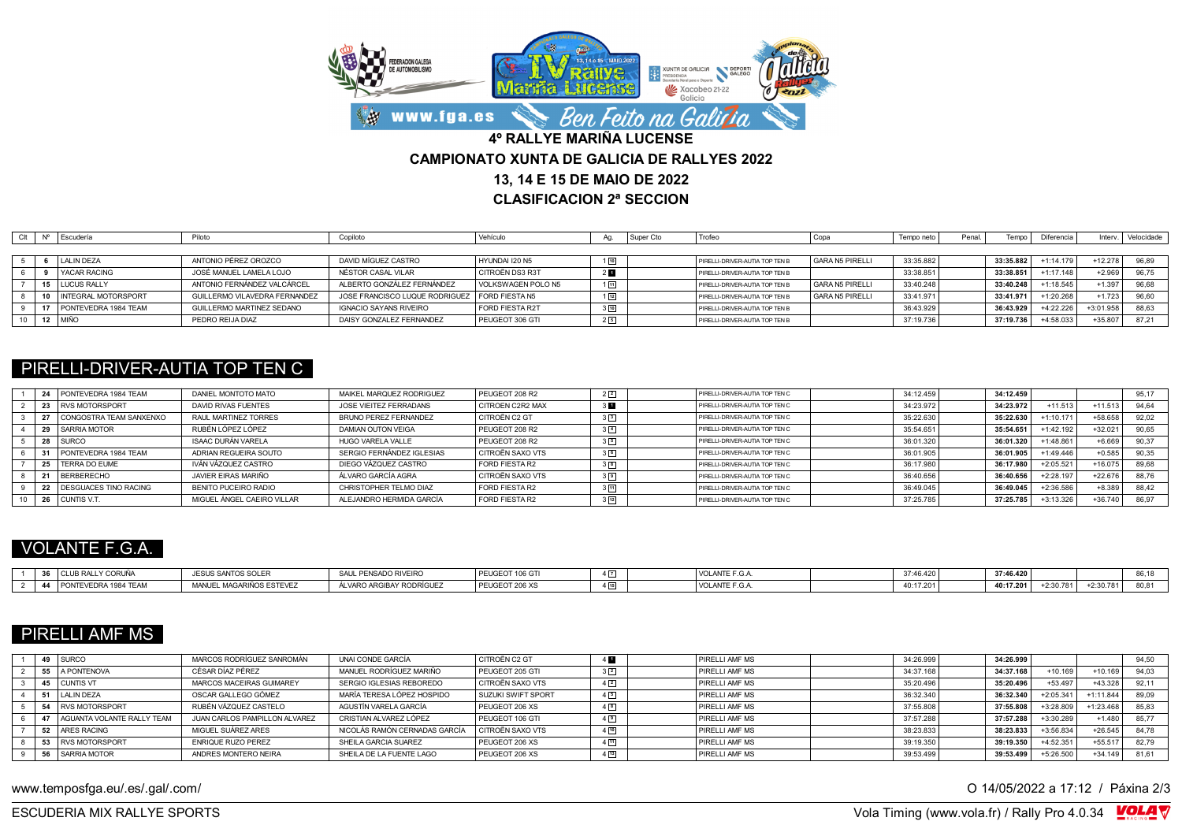# 4º RALLYE MARIÑA LUCENSE

## CAMPIONATO XUNTA DE GALICIA DE RALLYES 2022

## 13, 14 E 15 DE MAIO DE 2022

## CLASIFICACION 2ª SECCION

| Clt | Nº | Escudería | Piloto | Copiloto | Vehículo | Ag. | Super Cto | Trofeo | Copa | Tempo neto | Penal. | Tempo | Diferencia | Interv. | Velocidade |
|---|---|---|---|---|---|---|---|---|---|---|---|---|---|---|---|
| 5 | 6 | LALIN DEZA | ANTONIO PÉREZ OROZCO | DAVID MÍGUEZ CASTRO | HYUNDAI I20 N5 | 1 10 | | PIRELLI-DRIVER-AUTIA TOP TEN B | GARA N5 PIRELLI | 33:35.882 | | 33:35.882 | +1:14.179 | +12.278 | 96,89 |
| 6 | 9 | YACAR RACING | JOSÉ MANUEL LAMELA LOJO | NÉSTOR CASAL VILAR | CITROËN DS3 R3T | 2 1 | | PIRELLI-DRIVER-AUTIA TOP TEN B | | 33:38.851 | | 33:38.851 | +1:17.148 | +2.969 | 96,75 |
| 7 | 15 | LUCUS RALLY | ANTONIO FERNÁNDEZ VALCÁRCEL | ALBERTO GONZÁLEZ FERNÁNDEZ | VOLKSWAGEN POLO N5 | 1 11 | | PIRELLI-DRIVER-AUTIA TOP TEN B | GARA N5 PIRELLI | 33:40.248 | | 33:40.248 | +1:18.545 | +1.397 | 96,68 |
| 8 | 10 | INTEGRAL MOTORSPORT | GUILLERMO VILAVEDRA FERNANDEZ | JOSE FRANCISCO LUQUE RODRIGUEZ | FORD FIESTA N5 | 1 12 | | PIRELLI-DRIVER-AUTIA TOP TEN B | GARA N5 PIRELLI | 33:41.971 | | 33:41.971 | +1:20.268 | +1.723 | 96,60 |
| 9 | 17 | PONTEVEDRA 1984 TEAM | GUILLERMO MARTINEZ SEDANO | IGNACIO SAYANS RIVEIRO | FORD FIESTA R2T | 3 10 | | PIRELLI-DRIVER-AUTIA TOP TEN B | | 36:43.929 | | 36:43.929 | +4:22.226 | +3:01.958 | 88,63 |
| 10 | 12 | MIÑO | PEDRO REIJA DIAZ | DAISY GONZALEZ FERNANDEZ | PEUGEOT 306 GTI | 2 5 | | PIRELLI-DRIVER-AUTIA TOP TEN B | | 37:19.736 | | 37:19.736 | +4:58.033 | +35.807 | 87,21 |

## PIRELLI-DRIVER-AUTIA TOP TEN C

| Clt | Nº | Escudería | Piloto | Copiloto | Vehículo | Ag. | Super Cto | Trofeo | Copa | Tempo neto | Penal. | Tempo | Diferencia | Interv. | Velocidade |
|---|---|---|---|---|---|---|---|---|---|---|---|---|---|---|---|
| 1 | 24 | PONTEVEDRA 1984 TEAM | DANIEL MONTOTO MATO | MAIKEL MARQUEZ RODRIGUEZ | PEUGEOT 208 R2 | 2 2 | | PIRELLI-DRIVER-AUTIA TOP TEN C | | 34:12.459 | | 34:12.459 | | | 95,17 |
| 2 | 23 | RVS MOTORSPORT | DAVID RIVAS FUENTES | JOSE VIEITEZ FERRADANS | CITROEN C2R2 MAX | 3 1 | | PIRELLI-DRIVER-AUTIA TOP TEN C | | 34:23.972 | | 34:23.972 | +11.513 | +11.513 | 94,64 |
| 3 | 27 | CONGOSTRA TEAM SANXENXO | RAUL MARTINEZ TORRES | BRUNO PEREZ FERNANDEZ | CITROËN C2 GT | 3 3 | | PIRELLI-DRIVER-AUTIA TOP TEN C | | 35:22.630 | | 35:22.630 | +1:10.171 | +58.658 | 92,02 |
| 4 | 29 | SARRIA MOTOR | RUBÉN LÓPEZ LÓPEZ | DAMIAN OUTON VEIGA | PEUGEOT 208 R2 | 3 4 | | PIRELLI-DRIVER-AUTIA TOP TEN C | | 35:54.651 | | 35:54.651 | +1:42.192 | +32.021 | 90,65 |
| 5 | 28 | SURCO | ISAAC DURÁN VARELA | HUGO VARELA VALLE | PEUGEOT 208 R2 | 3 5 | | PIRELLI-DRIVER-AUTIA TOP TEN C | | 36:01.320 | | 36:01.320 | +1:48.861 | +6.669 | 90,37 |
| 6 | 31 | PONTEVEDRA 1984 TEAM | ADRIAN REGUEIRA SOUTO | SERGIO FERNÁNDEZ IGLESIAS | CITROËN SAXO VTS | 3 6 | | PIRELLI-DRIVER-AUTIA TOP TEN C | | 36:01.905 | | 36:01.905 | +1:49.446 | +0.585 | 90,35 |
| 7 | 25 | TERRA DO EUME | IVÁN VÁZQUEZ CASTRO | DIEGO VÁZQUEZ CASTRO | FORD FIESTA R2 | 3 8 | | PIRELLI-DRIVER-AUTIA TOP TEN C | | 36:17.980 | | 36:17.980 | +2:05.521 | +16.075 | 89,68 |
| 8 | 21 | BERBERECHO | JAVIER EIRAS MARIÑO | ÁLVARO GARCÍA AGRA | CITROËN SAXO VTS | 3 9 | | PIRELLI-DRIVER-AUTIA TOP TEN C | | 36:40.656 | | 36:40.656 | +2:28.197 | +22.676 | 88,76 |
| 9 | 22 | DESGUACES TINO RACING | BENITO PUCEIRO RADIO | CHRISTOPHER TELMO DIAZ | FORD FIESTA R2 | 3 11 | | PIRELLI-DRIVER-AUTIA TOP TEN C | | 36:49.045 | | 36:49.045 | +2:36.586 | +8.389 | 88,42 |
| 10 | 26 | CUNTIS V.T. | MIGUEL ÁNGEL CAEIRO VILLAR | ALEJANDRO HERMIDA GARCÍA | FORD FIESTA R2 | 3 12 | | PIRELLI-DRIVER-AUTIA TOP TEN C | | 37:25.785 | | 37:25.785 | +3:13.326 | +36.740 | 86,97 |

## VOLANTE F.G.A.

| Clt | Nº | Escudería | Piloto | Copiloto | Vehículo | Ag. | Super Cto | Trofeo | Copa | Tempo neto | Penal. | Tempo | Diferencia | Interv. | Velocidade |
|---|---|---|---|---|---|---|---|---|---|---|---|---|---|---|---|
| 1 | 36 | CLUB RALLY CORUÑA | JESUS SANTOS SOLER | SAUL PENSADO RIVEIRO | PEUGEOT 106 GTI | 4 7 | | VOLANTE F.G.A. | | 37:46.420 | | 37:46.420 | | | 86,18 |
| 2 | 44 | PONTEVEDRA 1984 TEAM | MANUEL MAGARIÑOS ESTEVEZ | ÁLVARO ARGIBAY RODRÍGUEZ | PEUGEOT 206 XS | 4 15 | | VOLANTE F.G.A. | | 40:17.201 | | 40:17.201 | +2:30.781 | +2:30.781 | 80,81 |

## PIRELLI AMF MS

| Clt | Nº | Escudería | Piloto | Copiloto | Vehículo | Ag. | Super Cto | Trofeo | Copa | Tempo neto | Penal. | Tempo | Diferencia | Interv. | Velocidade |
|---|---|---|---|---|---|---|---|---|---|---|---|---|---|---|---|
| 1 | 49 | SURCO | MARCOS RODRÍGUEZ SANROMÁN | UNAI CONDE GARCÍA | CITROËN C2 GT | 4 1 | | PIRELLI AMF MS | | 34:26.999 | | 34:26.999 | | | 94,50 |
| 2 | 55 | A PONTENOVA | CÉSAR DÍAZ PÉREZ | MANUEL RODRÍGUEZ MARIÑO | PEUGEOT 205 GTI | 3 2 | | PIRELLI AMF MS | | 34:37.168 | | 34:37.168 | +10.169 | +10.169 | 94,03 |
| 3 | 45 | CUNTIS VT | MARCOS MACEIRAS GUIMAREY | SERGIO IGLESIAS REBOREDO | CITROËN SAXO VTS | 4 2 | | PIRELLI AMF MS | | 35:20.496 | | 35:20.496 | +53.497 | +43.328 | 92,11 |
| 4 | 51 | LALIN DEZA | OSCAR GALLEGO GÓMEZ | MARÍA TERESA LÓPEZ HOSPIDO | SUZUKI SWIFT SPORT | 4 5 | | PIRELLI AMF MS | | 36:32.340 | | 36:32.340 | +2:05.341 | +1:11.844 | 89,09 |
| 5 | 54 | RVS MOTORSPORT | RUBÉN VÁZQUEZ CASTELO | AGUSTÍN VARELA GARCÍA | PEUGEOT 206 XS | 4 8 | | PIRELLI AMF MS | | 37:55.808 | | 37:55.808 | +3:28.809 | +1:23.468 | 85,83 |
| 6 | 47 | AGUANTA VOLANTE RALLY TEAM | JUAN CARLOS PAMPILLON ALVAREZ | CRISTIAN ALVAREZ LÓPEZ | PEUGEOT 106 GTI | 4 9 | | PIRELLI AMF MS | | 37:57.288 | | 37:57.288 | +3:30.289 | +1.480 | 85,77 |
| 7 | 52 | ARES RACING | MIGUEL SUÁREZ ARES | NICOLÁS RAMÓN CERNADAS GARCÍA | CITROËN SAXO VTS | 4 10 | | PIRELLI AMF MS | | 38:23.833 | | 38:23.833 | +3:56.834 | +26.545 | 84,78 |
| 8 | 53 | RVS MOTORSPORT | ENRIQUE RUZO PEREZ | SHEILA GARCIA SUAREZ | PEUGEOT 206 XS | 4 11 | | PIRELLI AMF MS | | 39:19.350 | | 39:19.350 | +4:52.351 | +55.517 | 82,79 |
| 9 | 56 | SARRIA MOTOR | ANDRES MONTERO NEIRA | SHEILA DE LA FUENTE LAGO | PEUGEOT 206 XS | 4 13 | | PIRELLI AMF MS | | 39:53.499 | | 39:53.499 | +5:26.500 | +34.149 | 81,61 |

www.temposfga.eu/.es/.gal/.com/

O 14/05/2022 a 17:12

ESCUDERIA MIX RALLYE SPORTS

Vola Timing (www.vola.fr) / Rally Pro 4.0.34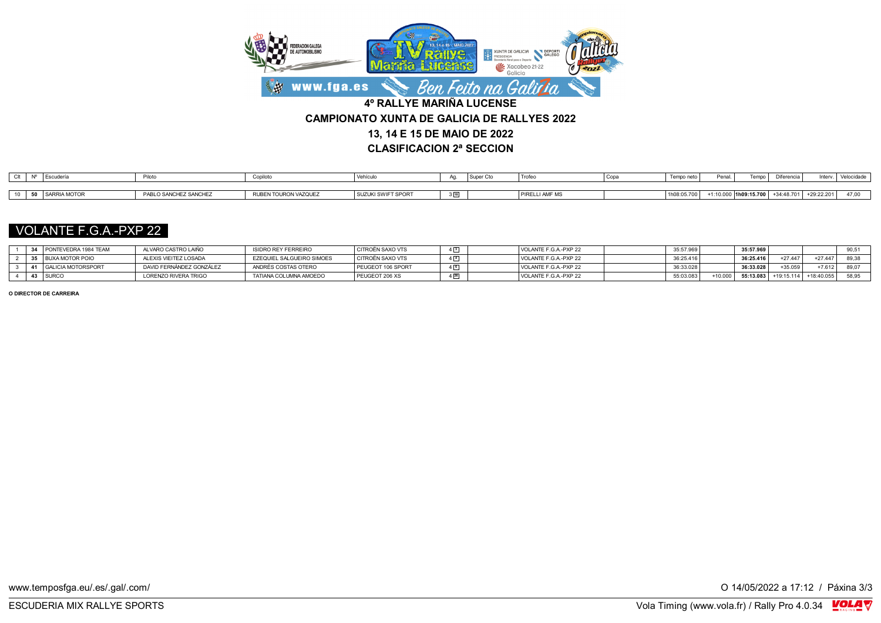# 4º RALLYE MARIÑA LUCENSE

## CAMPIONATO XUNTA DE GALICIA DE RALLYES 2022

## 13, 14 E 15 DE MAIO DE 2022

## CLASIFICACION 2ª SECCION

| Clt | Nº | Escudería | Piloto | Copiloto | Vehículo | Ag. | Super Cto | Trofeo | Copa | Tempo neto | Penal. | Tempo | Diferencia | Interv. | Velocidade |
|---|---|---|---|---|---|---|---|---|---|---|---|---|---|---|---|
| 10 | **50** | SARRIA MOTOR | PABLO SANCHEZ SANCHEZ | RUBEN TOURON VAZQUEZ | SUZUKI SWIFT SPORT | 3 18 | | PIRELLI AMF MS | | 1h08:05.700 | +1:10.000 | **1h09:15.700** | +34:48.701 | +29:22.201 | 47,00 |

## VOLANTE F.G.A.-PXP 22

| Clt | Nº | Escudería | Piloto | Copiloto | Vehículo | Ag. | Super Cto | Trofeo | Copa | Tempo neto | Penal. | Tempo | Diferencia | Interv. | Velocidade |
|---|---|---|---|---|---|---|---|---|---|---|---|---|---|---|---|
| 1 | **34** | PONTEVEDRA 1984 TEAM | ALVARO CASTRO LAIÑO | ISIDRO REY FERREIRO | CITROËN SAXO VTS | 4 3 | | VOLANTE F.G.A.-PXP 22 | | 35:57.969 | | **35:57.969** | | | 90,51 |
| 2 | **35** | BUXA MOTOR POIO | ALEXIS VIEITEZ LOSADA | EZEQUIEL SALGUEIRO SIMOES | CITROËN SAXO VTS | 4 4 | | VOLANTE F.G.A.-PXP 22 | | 36:25.416 | | **36:25.416** | +27.447 | +27.447 | 89,38 |
| 3 | **41** | GALICIA MOTORSPORT | DAVID FERNÁNDEZ GONZÁLEZ | ANDRÉS COSTAS OTERO | PEUGEOT 106 SPORT | 4 6 | | VOLANTE F.G.A.-PXP 22 | | 36:33.028 | | **36:33.028** | +35.059 | +7.612 | 89,07 |
| 4 | **43** | SURCO | LORENZO RIVERA TRIGO | TATIANA COLUMNA AMOEDO | PEUGEOT 206 XS | 4 20 | | VOLANTE F.G.A.-PXP 22 | | 55:03.083 | +10.000 | **55:13.083** | +19:15.114 | +18:40.055 | 58,95 |

**O DIRECTOR DE CARREIRA**

www.temposfga.eu/.es/.gal/.com/

O 14/05/2022 a 17:12

ESCUDERIA MIX RALLYE SPORTS

Vola Timing (www.vola.fr) / Rally Pro 4.0.34